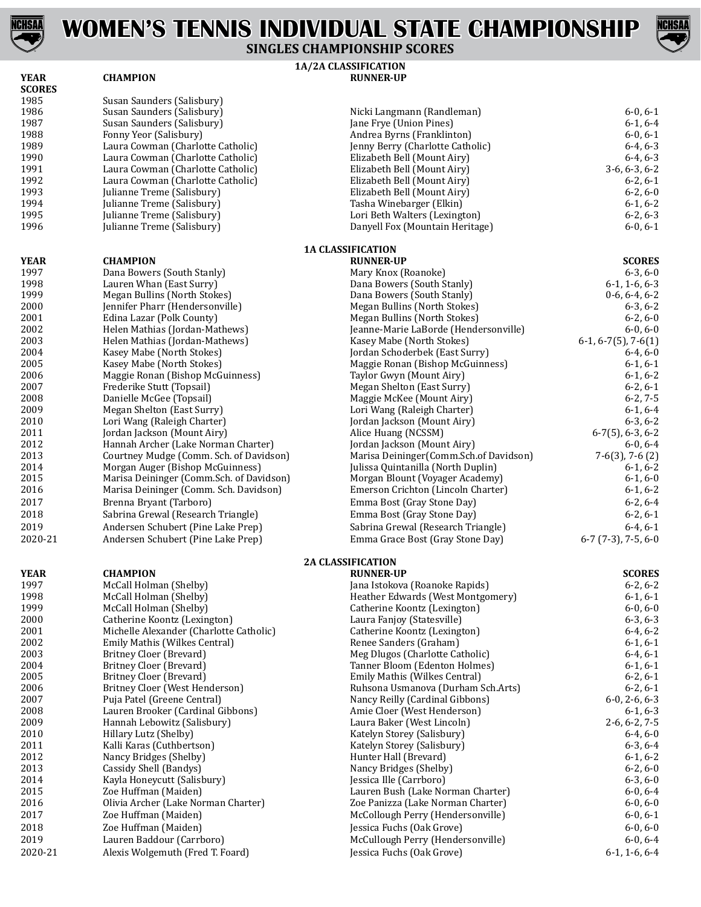# WOMEN'S TENNIS INDIVIDUAL STATE CHAMPIONSHIP

## SINGLES CHAMPIONSHIP SCORES

### 1A/2A CLASSIFICATION

| YEAR | CHAMPION | RUNNER-UP | SCORES |
|---|---|---|---|
| 1985 | Susan Saunders (Salisbury) | | |
| 1986 | Susan Saunders (Salisbury) | Nicki Langmann (Randleman) | 6-0, 6-1 |
| 1987 | Susan Saunders (Salisbury) | Jane Frye (Union Pines) | 6-1, 6-4 |
| 1988 | Fonny Yeor (Salisbury) | Andrea Byrns (Franklinton) | 6-0, 6-1 |
| 1989 | Laura Cowman (Charlotte Catholic) | Jenny Berry (Charlotte Catholic) | 6-4, 6-3 |
| 1990 | Laura Cowman (Charlotte Catholic) | Elizabeth Bell (Mount Airy) | 6-4, 6-3 |
| 1991 | Laura Cowman (Charlotte Catholic) | Elizabeth Bell (Mount Airy) | 3-6, 6-3, 6-2 |
| 1992 | Laura Cowman (Charlotte Catholic) | Elizabeth Bell (Mount Airy) | 6-2, 6-1 |
| 1993 | Julianne Treme (Salisbury) | Elizabeth Bell (Mount Airy) | 6-2, 6-0 |
| 1994 | Julianne Treme (Salisbury) | Tasha Winebarger (Elkin) | 6-1, 6-2 |
| 1995 | Julianne Treme (Salisbury) | Lori Beth Walters (Lexington) | 6-2, 6-3 |
| 1996 | Julianne Treme (Salisbury) | Danyell Fox (Mountain Heritage) | 6-0, 6-1 |

### 1A CLASSIFICATION

| YEAR | CHAMPION | RUNNER-UP | SCORES |
|---|---|---|---|
| 1997 | Dana Bowers (South Stanly) | Mary Knox (Roanoke) | 6-3, 6-0 |
| 1998 | Lauren Whan (East Surry) | Dana Bowers (South Stanly) | 6-1, 1-6, 6-3 |
| 1999 | Megan Bullins (North Stokes) | Dana Bowers (South Stanly) | 0-6, 6-4, 6-2 |
| 2000 | Jennifer Pharr (Hendersonville) | Megan Bullins (North Stokes) | 6-3, 6-2 |
| 2001 | Edina Lazar (Polk County) | Megan Bullins (North Stokes) | 6-2, 6-0 |
| 2002 | Helen Mathias (Jordan-Mathews) | Jeanne-Marie LaBorde (Hendersonville) | 6-0, 6-0 |
| 2003 | Helen Mathias (Jordan-Mathews) | Kasey Mabe (North Stokes) | 6-1, 6-7(5), 7-6(1) |
| 2004 | Kasey Mabe (North Stokes) | Jordan Schoderbek (East Surry) | 6-4, 6-0 |
| 2005 | Kasey Mabe (North Stokes) | Maggie Ronan (Bishop McGuinness) | 6-1, 6-1 |
| 2006 | Maggie Ronan (Bishop McGuinness) | Taylor Gwyn (Mount Airy) | 6-1, 6-2 |
| 2007 | Frederike Stutt (Topsail) | Megan Shelton (East Surry) | 6-2, 6-1 |
| 2008 | Danielle McGee (Topsail) | Maggie McKee (Mount Airy) | 6-2, 7-5 |
| 2009 | Megan Shelton (East Surry) | Lori Wang (Raleigh Charter) | 6-1, 6-4 |
| 2010 | Lori Wang (Raleigh Charter) | Jordan Jackson (Mount Airy) | 6-3, 6-2 |
| 2011 | Jordan Jackson (Mount Airy) | Alice Huang (NCSSM) | 6-7(5), 6-3, 6-2 |
| 2012 | Hannah Archer (Lake Norman Charter) | Jordan Jackson (Mount Airy) | 6-0, 6-4 |
| 2013 | Courtney Mudge (Comm. Sch. of Davidson) | Marisa Deininger(Comm.Sch.of Davidson) | 7-6(3), 7-6 (2) |
| 2014 | Morgan Auger (Bishop McGuinness) | Julissa Quintanilla (North Duplin) | 6-1, 6-2 |
| 2015 | Marisa Deininger (Comm.Sch. of Davidson) | Morgan Blount (Voyager Academy) | 6-1, 6-0 |
| 2016 | Marisa Deininger (Comm. Sch. Davidson) | Emerson Crichton (Lincoln Charter) | 6-1, 6-2 |
| 2017 | Brenna Bryant (Tarboro) | Emma Bost (Gray Stone Day) | 6-2, 6-4 |
| 2018 | Sabrina Grewal (Research Triangle) | Emma Bost (Gray Stone Day) | 6-2, 6-1 |
| 2019 | Andersen Schubert (Pine Lake Prep) | Sabrina Grewal (Research Triangle) | 6-4, 6-1 |
| 2020-21 | Andersen Schubert (Pine Lake Prep) | Emma Grace Bost (Gray Stone Day) | 6-7 (7-3), 7-5, 6-0 |

### 2A CLASSIFICATION

| YEAR | CHAMPION | RUNNER-UP | SCORES |
|---|---|---|---|
| 1997 | McCall Holman (Shelby) | Jana Istokova (Roanoke Rapids) | 6-2, 6-2 |
| 1998 | McCall Holman (Shelby) | Heather Edwards (West Montgomery) | 6-1, 6-1 |
| 1999 | McCall Holman (Shelby) | Catherine Koontz (Lexington) | 6-0, 6-0 |
| 2000 | Catherine Koontz (Lexington) | Laura Fanjoy (Statesville) | 6-3, 6-3 |
| 2001 | Michelle Alexander (Charlotte Catholic) | Catherine Koontz (Lexington) | 6-4, 6-2 |
| 2002 | Emily Mathis (Wilkes Central) | Renee Sanders (Graham) | 6-1, 6-1 |
| 2003 | Britney Cloer (Brevard) | Meg Dlugos (Charlotte Catholic) | 6-4, 6-1 |
| 2004 | Britney Cloer (Brevard) | Tanner Bloom (Edenton Holmes) | 6-1, 6-1 |
| 2005 | Britney Cloer (Brevard) | Emily Mathis (Wilkes Central) | 6-2, 6-1 |
| 2006 | Britney Cloer (West Henderson) | Ruhsona Usmanova (Durham Sch.Arts) | 6-2, 6-1 |
| 2007 | Puja Patel (Greene Central) | Nancy Reilly (Cardinal Gibbons) | 6-0, 2-6, 6-3 |
| 2008 | Lauren Brooker (Cardinal Gibbons) | Amie Cloer (West Henderson) | 6-1, 6-3 |
| 2009 | Hannah Lebowitz (Salisbury) | Laura Baker (West Lincoln) | 2-6, 6-2, 7-5 |
| 2010 | Hillary Lutz (Shelby) | Katelyn Storey (Salisbury) | 6-4, 6-0 |
| 2011 | Kalli Karas (Cuthbertson) | Katelyn Storey (Salisbury) | 6-3, 6-4 |
| 2012 | Nancy Bridges (Shelby) | Hunter Hall (Brevard) | 6-1, 6-2 |
| 2013 | Cassidy Shell (Bandys) | Nancy Bridges (Shelby) | 6-2, 6-0 |
| 2014 | Kayla Honeycutt (Salisbury) | Jessica Ille (Carrboro) | 6-3, 6-0 |
| 2015 | Zoe Huffman (Maiden) | Lauren Bush (Lake Norman Charter) | 6-0, 6-4 |
| 2016 | Olivia Archer (Lake Norman Charter) | Zoe Panizza (Lake Norman Charter) | 6-0, 6-0 |
| 2017 | Zoe Huffman (Maiden) | McCollough Perry (Hendersonville) | 6-0, 6-1 |
| 2018 | Zoe Huffman (Maiden) | Jessica Fuchs (Oak Grove) | 6-0, 6-0 |
| 2019 | Lauren Baddour (Carrboro) | McCullough Perry (Hendersonville) | 6-0, 6-4 |
| 2020-21 | Alexis Wolgemuth (Fred T. Foard) | Jessica Fuchs (Oak Grove) | 6-1, 1-6, 6-4 |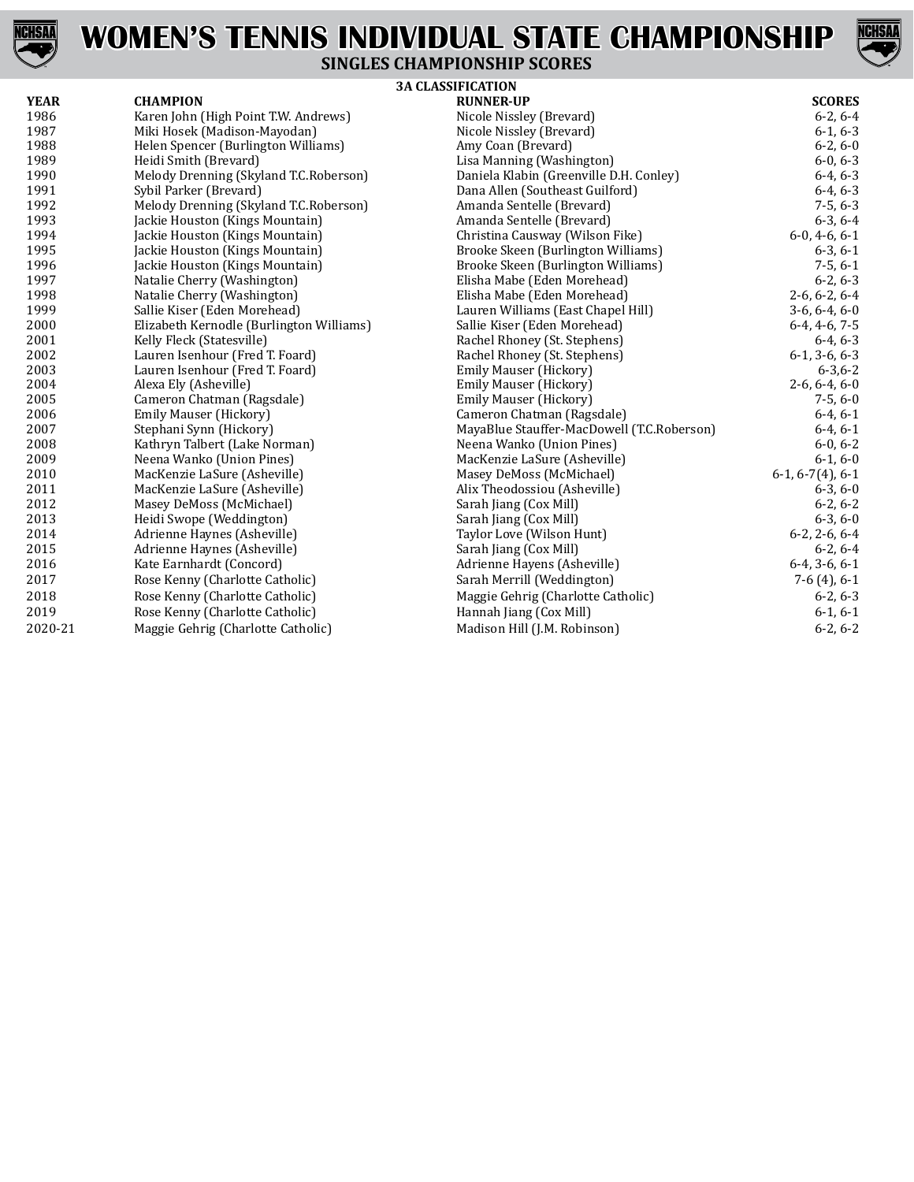# WOMEN'S TENNIS INDIVIDUAL STATE CHAMPIONSHIP

## SINGLES CHAMPIONSHIP SCORES

### 3A CLASSIFICATION

| YEAR | CHAMPION | RUNNER-UP | SCORES |
|---|---|---|---|
| 1986 | Karen John (High Point T.W. Andrews) | Nicole Nissley (Brevard) | 6-2, 6-4 |
| 1987 | Miki Hosek (Madison-Mayodan) | Nicole Nissley (Brevard) | 6-1, 6-3 |
| 1988 | Helen Spencer (Burlington Williams) | Amy Coan (Brevard) | 6-2, 6-0 |
| 1989 | Heidi Smith (Brevard) | Lisa Manning (Washington) | 6-0, 6-3 |
| 1990 | Melody Drenning (Skyland T.C.Roberson) | Daniela Klabin (Greenville D.H. Conley) | 6-4, 6-3 |
| 1991 | Sybil Parker (Brevard) | Dana Allen (Southeast Guilford) | 6-4, 6-3 |
| 1992 | Melody Drenning (Skyland T.C.Roberson) | Amanda Sentelle (Brevard) | 7-5, 6-3 |
| 1993 | Jackie Houston (Kings Mountain) | Amanda Sentelle (Brevard) | 6-3, 6-4 |
| 1994 | Jackie Houston (Kings Mountain) | Christina Causway (Wilson Fike) | 6-0, 4-6, 6-1 |
| 1995 | Jackie Houston (Kings Mountain) | Brooke Skeen (Burlington Williams) | 6-3, 6-1 |
| 1996 | Jackie Houston (Kings Mountain) | Brooke Skeen (Burlington Williams) | 7-5, 6-1 |
| 1997 | Natalie Cherry (Washington) | Elisha Mabe (Eden Morehead) | 6-2, 6-3 |
| 1998 | Natalie Cherry (Washington) | Elisha Mabe (Eden Morehead) | 2-6, 6-2, 6-4 |
| 1999 | Sallie Kiser (Eden Morehead) | Lauren Williams (East Chapel Hill) | 3-6, 6-4, 6-0 |
| 2000 | Elizabeth Kernodle (Burlington Williams) | Sallie Kiser (Eden Morehead) | 6-4, 4-6, 7-5 |
| 2001 | Kelly Fleck (Statesville) | Rachel Rhoney (St. Stephens) | 6-4, 6-3 |
| 2002 | Lauren Isenhour (Fred T. Foard) | Rachel Rhoney (St. Stephens) | 6-1, 3-6, 6-3 |
| 2003 | Lauren Isenhour (Fred T. Foard) | Emily Mauser (Hickory) | 6-3,6-2 |
| 2004 | Alexa Ely (Asheville) | Emily Mauser (Hickory) | 2-6, 6-4, 6-0 |
| 2005 | Cameron Chatman (Ragsdale) | Emily Mauser (Hickory) | 7-5, 6-0 |
| 2006 | Emily Mauser (Hickory) | Cameron Chatman (Ragsdale) | 6-4, 6-1 |
| 2007 | Stephani Synn (Hickory) | MayaBlue Stauffer-MacDowell (T.C.Roberson) | 6-4, 6-1 |
| 2008 | Kathryn Talbert (Lake Norman) | Neena Wanko (Union Pines) | 6-0, 6-2 |
| 2009 | Neena Wanko (Union Pines) | MacKenzie LaSure (Asheville) | 6-1, 6-0 |
| 2010 | MacKenzie LaSure (Asheville) | Masey DeMoss (McMichael) | 6-1, 6-7(4), 6-1 |
| 2011 | MacKenzie LaSure (Asheville) | Alix Theodossiou (Asheville) | 6-3, 6-0 |
| 2012 | Masey DeMoss (McMichael) | Sarah Jiang (Cox Mill) | 6-2, 6-2 |
| 2013 | Heidi Swope (Weddington) | Sarah Jiang (Cox Mill) | 6-3, 6-0 |
| 2014 | Adrienne Haynes (Asheville) | Taylor Love (Wilson Hunt) | 6-2, 2-6, 6-4 |
| 2015 | Adrienne Haynes (Asheville) | Sarah Jiang (Cox Mill) | 6-2, 6-4 |
| 2016 | Kate Earnhardt (Concord) | Adrienne Hayens (Asheville) | 6-4, 3-6, 6-1 |
| 2017 | Rose Kenny (Charlotte Catholic) | Sarah Merrill (Weddington) | 7-6 (4), 6-1 |
| 2018 | Rose Kenny (Charlotte Catholic) | Maggie Gehrig (Charlotte Catholic) | 6-2, 6-3 |
| 2019 | Rose Kenny (Charlotte Catholic) | Hannah Jiang (Cox Mill) | 6-1, 6-1 |
| 2020-21 | Maggie Gehrig (Charlotte Catholic) | Madison Hill (J.M. Robinson) | 6-2, 6-2 |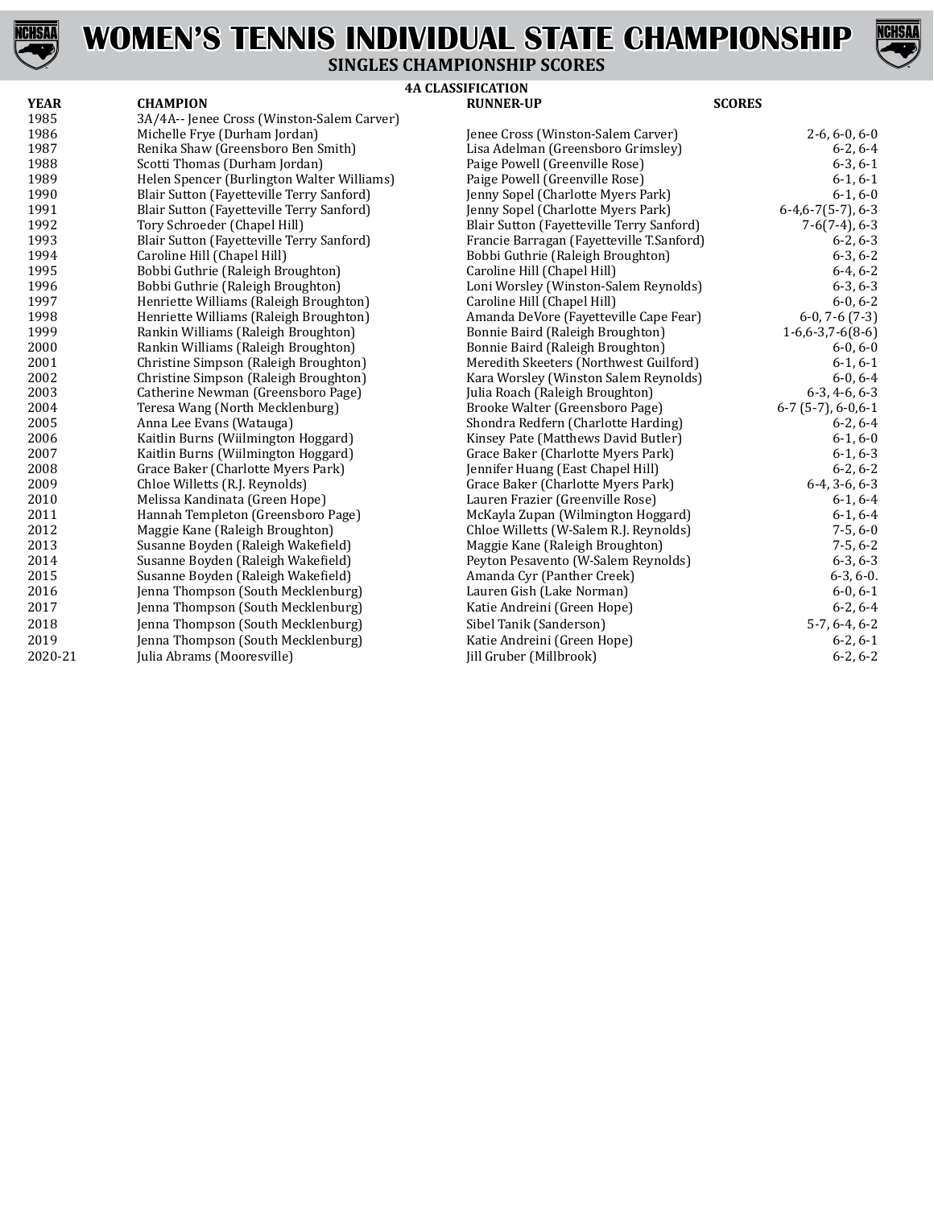# WOMEN'S TENNIS INDIVIDUAL STATE CHAMPIONSHIP

## SINGLES CHAMPIONSHIP SCORES

### 4A CLASSIFICATION

| YEAR | CHAMPION | RUNNER-UP | SCORES |
|---|---|---|---|
| 1985 | 3A/4A-- Jenee Cross (Winston-Salem Carver) | | |
| 1986 | Michelle Frye (Durham Jordan) | Jenee Cross (Winston-Salem Carver) | 2-6, 6-0, 6-0 |
| 1987 | Renika Shaw (Greensboro Ben Smith) | Lisa Adelman (Greensboro Grimsley) | 6-2, 6-4 |
| 1988 | Scotti Thomas (Durham Jordan) | Paige Powell (Greenville Rose) | 6-3, 6-1 |
| 1989 | Helen Spencer (Burlington Walter Williams) | Paige Powell (Greenville Rose) | 6-1, 6-1 |
| 1990 | Blair Sutton (Fayetteville Terry Sanford) | Jenny Sopel (Charlotte Myers Park) | 6-1, 6-0 |
| 1991 | Blair Sutton (Fayetteville Terry Sanford) | Jenny Sopel (Charlotte Myers Park) | 6-4,6-7(5-7), 6-3 |
| 1992 | Tory Schroeder (Chapel Hill) | Blair Sutton (Fayetteville Terry Sanford) | 7-6(7-4), 6-3 |
| 1993 | Blair Sutton (Fayetteville Terry Sanford) | Francie Barragan (Fayetteville T.Sanford) | 6-2, 6-3 |
| 1994 | Caroline Hill (Chapel Hill) | Bobbi Guthrie (Raleigh Broughton) | 6-3, 6-2 |
| 1995 | Bobbi Guthrie (Raleigh Broughton) | Caroline Hill (Chapel Hill) | 6-4, 6-2 |
| 1996 | Bobbi Guthrie (Raleigh Broughton) | Loni Worsley (Winston-Salem Reynolds) | 6-3, 6-3 |
| 1997 | Henriette Williams (Raleigh Broughton) | Caroline Hill (Chapel Hill) | 6-0, 6-2 |
| 1998 | Henriette Williams (Raleigh Broughton) | Amanda DeVore (Fayetteville Cape Fear) | 6-0, 7-6 (7-3) |
| 1999 | Rankin Williams (Raleigh Broughton) | Bonnie Baird (Raleigh Broughton) | 1-6,6-3,7-6(8-6) |
| 2000 | Rankin Williams (Raleigh Broughton) | Bonnie Baird (Raleigh Broughton) | 6-0, 6-0 |
| 2001 | Christine Simpson (Raleigh Broughton) | Meredith Skeeters (Northwest Guilford) | 6-1, 6-1 |
| 2002 | Christine Simpson (Raleigh Broughton) | Kara Worsley (Winston Salem Reynolds) | 6-0, 6-4 |
| 2003 | Catherine Newman (Greensboro Page) | Julia Roach (Raleigh Broughton) | 6-3, 4-6, 6-3 |
| 2004 | Teresa Wang (North Mecklenburg) | Brooke Walter (Greensboro Page) | 6-7 (5-7), 6-0,6-1 |
| 2005 | Anna Lee Evans (Watauga) | Shondra Redfern (Charlotte Harding) | 6-2, 6-4 |
| 2006 | Kaitlin Burns (Wiilmington Hoggard) | Kinsey Pate (Matthews David Butler) | 6-1, 6-0 |
| 2007 | Kaitlin Burns (Wiilmington Hoggard) | Grace Baker (Charlotte Myers Park) | 6-1, 6-3 |
| 2008 | Grace Baker (Charlotte Myers Park) | Jennifer Huang (East Chapel Hill) | 6-2, 6-2 |
| 2009 | Chloe Willetts (R.J. Reynolds) | Grace Baker (Charlotte Myers Park) | 6-4, 3-6, 6-3 |
| 2010 | Melissa Kandinata (Green Hope) | Lauren Frazier (Greenville Rose) | 6-1, 6-4 |
| 2011 | Hannah Templeton (Greensboro Page) | McKayla Zupan (Wilmington Hoggard) | 6-1, 6-4 |
| 2012 | Maggie Kane (Raleigh Broughton) | Chloe Willetts (W-Salem R.J. Reynolds) | 7-5, 6-0 |
| 2013 | Susanne Boyden (Raleigh Wakefield) | Maggie Kane (Raleigh Broughton) | 7-5, 6-2 |
| 2014 | Susanne Boyden (Raleigh Wakefield) | Peyton Pesavento (W-Salem Reynolds) | 6-3, 6-3 |
| 2015 | Susanne Boyden (Raleigh Wakefield) | Amanda Cyr (Panther Creek) | 6-3, 6-0. |
| 2016 | Jenna Thompson (South Mecklenburg) | Lauren Gish (Lake Norman) | 6-0, 6-1 |
| 2017 | Jenna Thompson (South Mecklenburg) | Katie Andreini (Green Hope) | 6-2, 6-4 |
| 2018 | Jenna Thompson (South Mecklenburg) | Sibel Tanik (Sanderson) | 5-7, 6-4, 6-2 |
| 2019 | Jenna Thompson (South Mecklenburg) | Katie Andreini (Green Hope) | 6-2, 6-1 |
| 2020-21 | Julia Abrams (Mooresville) | Jill Gruber (Millbrook) | 6-2, 6-2 |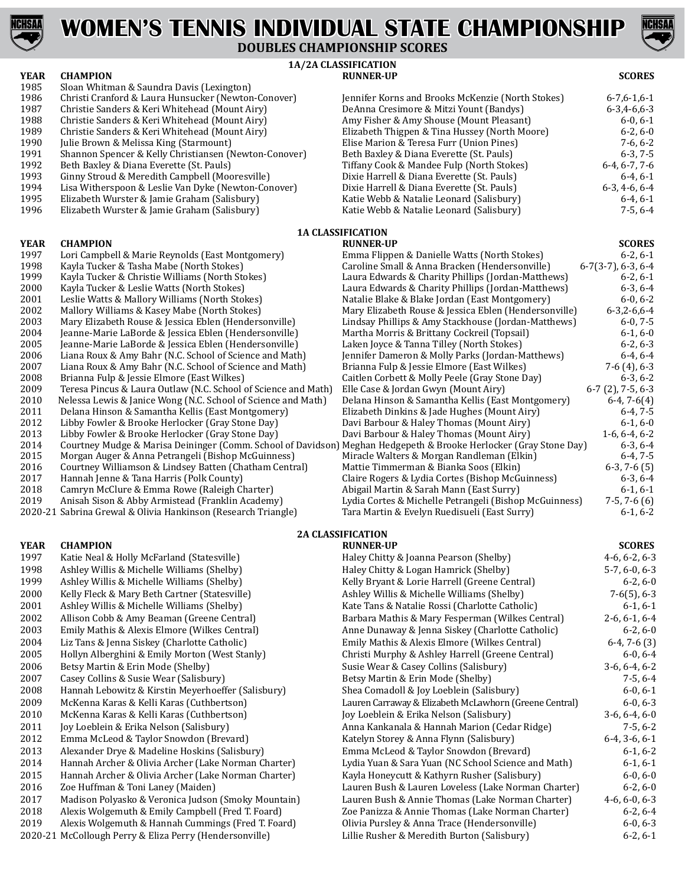# WOMEN'S TENNIS INDIVIDUAL STATE CHAMPIONSHIP

## DOUBLES CHAMPIONSHIP SCORES

### 1A/2A CLASSIFICATION

| YEAR | CHAMPION | RUNNER-UP | SCORES |
|---|---|---|---|
| 1985 | Sloan Whitman & Saundra Davis (Lexington) | | |
| 1986 | Christi Cranford & Laura Hunsucker (Newton-Conover) | Jennifer Korns and Brooks McKenzie (North Stokes) | 6-7,6-1,6-1 |
| 1987 | Christie Sanders & Keri Whitehead (Mount Airy) | DeAnna Cresimore & Mitzi Yount (Bandys) | 6-3,4-6,6-3 |
| 1988 | Christie Sanders & Keri Whitehead (Mount Airy) | Amy Fisher & Amy Shouse (Mount Pleasant) | 6-0, 6-1 |
| 1989 | Christie Sanders & Keri Whitehead (Mount Airy) | Elizabeth Thigpen & Tina Hussey (North Moore) | 6-2, 6-0 |
| 1990 | Julie Brown & Melissa King (Starmount) | Elise Marion & Teresa Furr (Union Pines) | 7-6, 6-2 |
| 1991 | Shannon Spencer & Kelly Christiansen (Newton-Conover) | Beth Baxley & Diana Everette (St. Pauls) | 6-3, 7-5 |
| 1992 | Beth Baxley & Diana Everette (St. Pauls) | Tiffany Cook & Mandee Fulp (North Stokes) | 6-4, 6-7, 7-6 |
| 1993 | Ginny Stroud & Meredith Campbell (Mooresville) | Dixie Harrell & Diana Everette (St. Pauls) | 6-4, 6-1 |
| 1994 | Lisa Witherspoon & Leslie Van Dyke (Newton-Conover) | Dixie Harrell & Diana Everette (St. Pauls) | 6-3, 4-6, 6-4 |
| 1995 | Elizabeth Wurster & Jamie Graham (Salisbury) | Katie Webb & Natalie Leonard (Salisbury) | 6-4, 6-1 |
| 1996 | Elizabeth Wurster & Jamie Graham (Salisbury) | Katie Webb & Natalie Leonard (Salisbury) | 7-5, 6-4 |

### 1A CLASSIFICATION

| YEAR | CHAMPION | RUNNER-UP | SCORES |
|---|---|---|---|
| 1997 | Lori Campbell & Marie Reynolds (East Montgomery) | Emma Flippen & Danielle Watts (North Stokes) | 6-2, 6-1 |
| 1998 | Kayla Tucker & Tasha Mabe (North Stokes) | Caroline Small & Anna Bracken (Hendersonville) | 6-7(3-7), 6-3, 6-4 |
| 1999 | Kayla Tucker & Christie Williams (North Stokes) | Laura Edwards & Charity Phillips (Jordan-Matthews) | 6-2, 6-1 |
| 2000 | Kayla Tucker & Leslie Watts (North Stokes) | Laura Edwards & Charity Phillips (Jordan-Matthews) | 6-3, 6-4 |
| 2001 | Leslie Watts & Mallory Williams (North Stokes) | Natalie Blake & Blake Jordan (East Montgomery) | 6-0, 6-2 |
| 2002 | Mallory Williams & Kasey Mabe (North Stokes) | Mary Elizabeth Rouse & Jessica Eblen (Hendersonville) | 6-3,2-6,6-4 |
| 2003 | Mary Elizabeth Rouse & Jessica Eblen (Hendersonville) | Lindsay Phillips & Amy Stackhouse (Jordan-Matthews) | 6-0, 7-5 |
| 2004 | Jeanne-Marie LaBorde & Jessica Eblen (Hendersonville) | Martha Morris & Brittany Cockreil (Topsail) | 6-1, 6-0 |
| 2005 | Jeanne-Marie LaBorde & Jessica Eblen (Hendersonville) | Laken Joyce & Tanna Tilley (North Stokes) | 6-2, 6-3 |
| 2006 | Liana Roux & Amy Bahr (N.C. School of Science and Math) | Jennifer Dameron & Molly Parks (Jordan-Matthews) | 6-4, 6-4 |
| 2007 | Liana Roux & Amy Bahr (N.C. School of Science and Math) | Brianna Fulp & Jessie Elmore (East Wilkes) | 7-6 (4), 6-3 |
| 2008 | Brianna Fulp & Jessie Elmore (East Wilkes) | Caitlen Corbett & Molly Peele (Gray Stone Day) | 6-3, 6-2 |
| 2009 | Teresa Pincus & Laura Outlaw (N.C. School of Science and Math) | Elle Case & Jordan Gwyn (Mount Airy) | 6-7 (2), 7-5, 6-3 |
| 2010 | Nelessa Lewis & Janice Wong (N.C. School of Science and Math) | Delana Hinson & Samantha Kellis (East Montgomery) | 6-4, 7-6(4) |
| 2011 | Delana Hinson & Samantha Kellis (East Montgomery) | Elizabeth Dinkins & Jade Hughes (Mount Airy) | 6-4, 7-5 |
| 2012 | Libby Fowler & Brooke Herlocker (Gray Stone Day) | Davi Barbour & Haley Thomas (Mount Airy) | 6-1, 6-0 |
| 2013 | Libby Fowler & Brooke Herlocker (Gray Stone Day) | Davi Barbour & Haley Thomas (Mount Airy) | 1-6, 6-4, 6-2 |
| 2014 | Courtney Mudge & Marisa Deininger (Comm. School of Davidson) | Meghan Hedgepeth & Brooke Herlocker (Gray Stone Day) | 6-3, 6-4 |
| 2015 | Morgan Auger & Anna Petrangeli (Bishop McGuinness) | Miracle Walters & Morgan Randleman (Elkin) | 6-4, 7-5 |
| 2016 | Courtney Williamson & Lindsey Batten (Chatham Central) | Mattie Timmerman & Bianka Soos (Elkin) | 6-3, 7-6 (5) |
| 2017 | Hannah Jenne & Tana Harris (Polk County) | Claire Rogers & Lydia Cortes (Bishop McGuinness) | 6-3, 6-4 |
| 2018 | Camryn McClure & Emma Rowe (Raleigh Charter) | Abigail Martin & Sarah Mann (East Surry) | 6-1, 6-1 |
| 2019 | Anisah Sison & Abby Armistead (Franklin Academy) | Lydia Cortes & Michelle Petrangeli (Bishop McGuinness) | 7-5, 7-6 (6) |
| 2020-21 | Sabrina Grewal & Olivia Hankinson (Research Triangle) | Tara Martin & Evelyn Ruedisueli (East Surry) | 6-1, 6-2 |

### 2A CLASSIFICATION

| YEAR | CHAMPION | RUNNER-UP | SCORES |
|---|---|---|---|
| 1997 | Katie Neal & Holly McFarland (Statesville) | Haley Chitty & Joanna Pearson (Shelby) | 4-6, 6-2, 6-3 |
| 1998 | Ashley Willis & Michelle Williams (Shelby) | Haley Chitty & Logan Hamrick (Shelby) | 5-7, 6-0, 6-3 |
| 1999 | Ashley Willis & Michelle Williams (Shelby) | Kelly Bryant & Lorie Harrell (Greene Central) | 6-2, 6-0 |
| 2000 | Kelly Fleck & Mary Beth Cartner (Statesville) | Ashley Willis & Michelle Williams (Shelby) | 7-6(5), 6-3 |
| 2001 | Ashley Willis & Michelle Williams (Shelby) | Kate Tans & Natalie Rossi (Charlotte Catholic) | 6-1, 6-1 |
| 2002 | Allison Cobb & Amy Beaman (Greene Central) | Barbara Mathis & Mary Fesperman (Wilkes Central) | 2-6, 6-1, 6-4 |
| 2003 | Emily Mathis & Alexis Elmore (Wilkes Central) | Anne Dunaway & Jenna Siskey (Charlotte Catholic) | 6-2, 6-0 |
| 2004 | Liz Tans & Jenna Siskey (Charlotte Catholic) | Emily Mathis & Alexis Elmore (Wilkes Central) | 6-4, 7-6 (3) |
| 2005 | Hollyn Alberghini & Emily Morton (West Stanly) | Christi Murphy & Ashley Harrell (Greene Central) | 6-0, 6-4 |
| 2006 | Betsy Martin & Erin Mode (Shelby) | Susie Wear & Casey Collins (Salisbury) | 3-6, 6-4, 6-2 |
| 2007 | Casey Collins & Susie Wear (Salisbury) | Betsy Martin & Erin Mode (Shelby) | 7-5, 6-4 |
| 2008 | Hannah Lebowitz & Kirstin Meyerhoeffer (Salisbury) | Shea Comadoll & Joy Loeblein (Salisbury) | 6-0, 6-1 |
| 2009 | McKenna Karas & Kelli Karas (Cuthbertson) | Lauren Carraway & Elizabeth McLawhorn (Greene Central) | 6-0, 6-3 |
| 2010 | McKenna Karas & Kelli Karas (Cuthbertson) | Joy Loeblein & Erika Nelson (Salisbury) | 3-6, 6-4, 6-0 |
| 2011 | Joy Loeblein & Erika Nelson (Salisbury) | Anna Kankanala & Hannah Marion (Cedar Ridge) | 7-5, 6-2 |
| 2012 | Emma McLeod & Taylor Snowdon (Brevard) | Katelyn Storey & Anna Flynn (Salisbury) | 6-4, 3-6, 6-1 |
| 2013 | Alexander Drye & Madeline Hoskins (Salisbury) | Emma McLeod & Taylor Snowdon (Brevard) | 6-1, 6-2 |
| 2014 | Hannah Archer & Olivia Archer (Lake Norman Charter) | Lydia Yuan & Sara Yuan (NC School Science and Math) | 6-1, 6-1 |
| 2015 | Hannah Archer & Olivia Archer (Lake Norman Charter) | Kayla Honeycutt & Kathryn Rusher (Salisbury) | 6-0, 6-0 |
| 2016 | Zoe Huffman & Toni Laney (Maiden) | Lauren Bush & Lauren Loveless (Lake Norman Charter) | 6-2, 6-0 |
| 2017 | Madison Polyasko & Veronica Judson (Smoky Mountain) | Lauren Bush & Annie Thomas (Lake Norman Charter) | 4-6, 6-0, 6-3 |
| 2018 | Alexis Wolgemuth & Emily Campbell (Fred T. Foard) | Zoe Panizza & Annie Thomas (Lake Norman Charter) | 6-2, 6-4 |
| 2019 | Alexis Wolgemuth & Hannah Cummings (Fred T. Foard) | Olivia Pursley & Anna Trace (Hendersonville) | 6-0, 6-3 |
| 2020-21 | McCollough Perry & Eliza Perry (Hendersonville) | Lillie Rusher & Meredith Burton (Salisbury) | 6-2, 6-1 |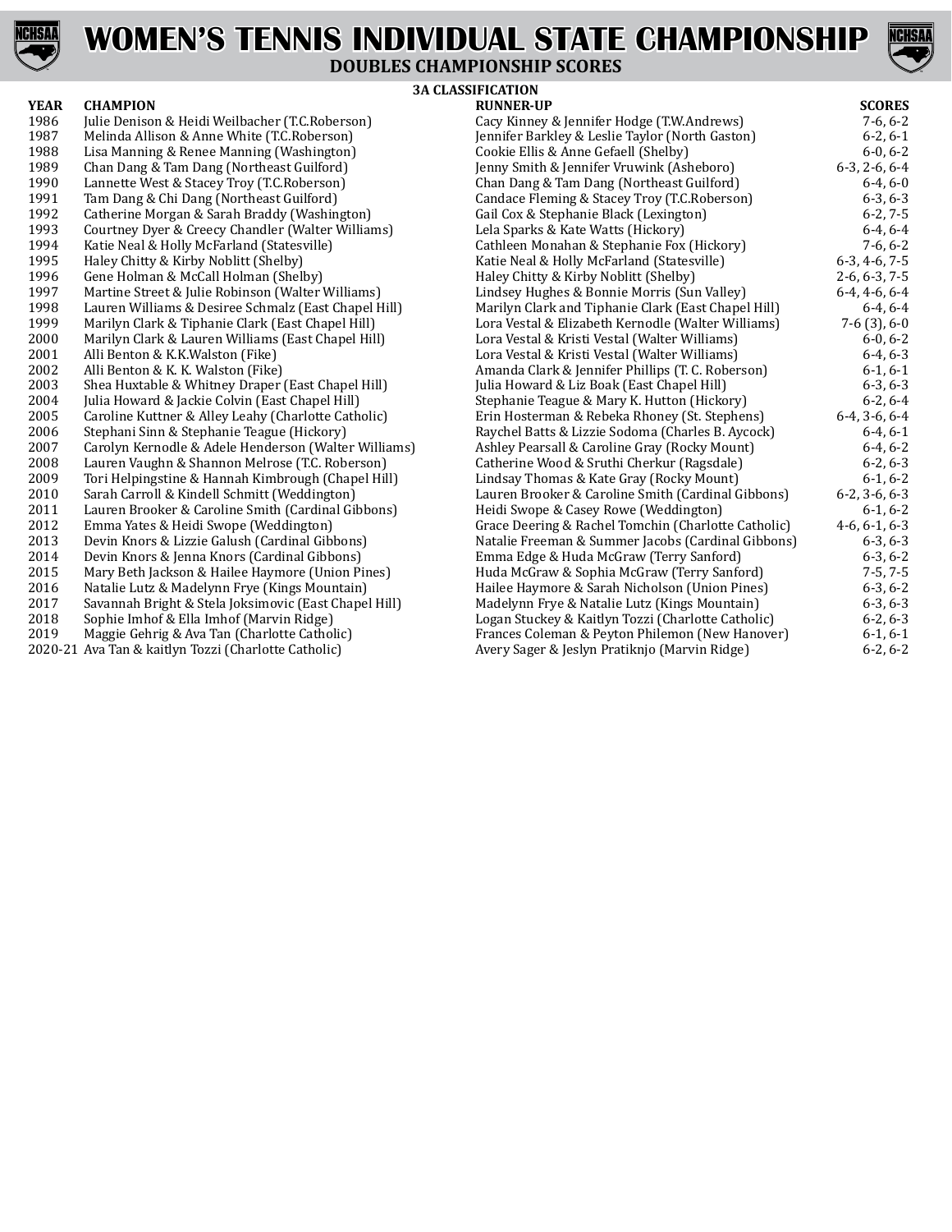# WOMEN'S TENNIS INDIVIDUAL STATE CHAMPIONSHIP

## DOUBLES CHAMPIONSHIP SCORES

### 3A CLASSIFICATION

| YEAR | CHAMPION | RUNNER-UP | SCORES |
|---|---|---|---|
| 1986 | Julie Denison & Heidi Weilbacher (T.C.Roberson) | Cacy Kinney & Jennifer Hodge (T.W.Andrews) | 7-6, 6-2 |
| 1987 | Melinda Allison & Anne White (T.C.Roberson) | Jennifer Barkley & Leslie Taylor (North Gaston) | 6-2, 6-1 |
| 1988 | Lisa Manning & Renee Manning (Washington) | Cookie Ellis & Anne Gefaell (Shelby) | 6-0, 6-2 |
| 1989 | Chan Dang & Tam Dang (Northeast Guilford) | Jenny Smith & Jennifer Vruwink (Asheboro) | 6-3, 2-6, 6-4 |
| 1990 | Lannette West & Stacey Troy (T.C.Roberson) | Chan Dang & Tam Dang (Northeast Guilford) | 6-4, 6-0 |
| 1991 | Tam Dang & Chi Dang (Northeast Guilford) | Candace Fleming & Stacey Troy (T.C.Roberson) | 6-3, 6-3 |
| 1992 | Catherine Morgan & Sarah Braddy (Washington) | Gail Cox & Stephanie Black (Lexington) | 6-2, 7-5 |
| 1993 | Courtney Dyer & Creecy Chandler (Walter Williams) | Lela Sparks & Kate Watts (Hickory) | 6-4, 6-4 |
| 1994 | Katie Neal & Holly McFarland (Statesville) | Cathleen Monahan & Stephanie Fox (Hickory) | 7-6, 6-2 |
| 1995 | Haley Chitty & Kirby Noblitt (Shelby) | Katie Neal & Holly McFarland (Statesville) | 6-3, 4-6, 7-5 |
| 1996 | Gene Holman & McCall Holman (Shelby) | Haley Chitty & Kirby Noblitt (Shelby) | 2-6, 6-3, 7-5 |
| 1997 | Martine Street & Julie Robinson (Walter Williams) | Lindsey Hughes & Bonnie Morris (Sun Valley) | 6-4, 4-6, 6-4 |
| 1998 | Lauren Williams & Desiree Schmalz (East Chapel Hill) | Marilyn Clark and Tiphanie Clark (East Chapel Hill) | 6-4, 6-4 |
| 1999 | Marilyn Clark & Tiphanie Clark (East Chapel Hill) | Lora Vestal & Elizabeth Kernodle (Walter Williams) | 7-6 (3), 6-0 |
| 2000 | Marilyn Clark & Lauren Williams (East Chapel Hill) | Lora Vestal & Kristi Vestal (Walter Williams) | 6-0, 6-2 |
| 2001 | Alli Benton & K.K.Walston (Fike) | Lora Vestal & Kristi Vestal (Walter Williams) | 6-4, 6-3 |
| 2002 | Alli Benton & K. K. Walston (Fike) | Amanda Clark & Jennifer Phillips (T. C. Roberson) | 6-1, 6-1 |
| 2003 | Shea Huxtable & Whitney Draper (East Chapel Hill) | Julia Howard & Liz Boak (East Chapel Hill) | 6-3, 6-3 |
| 2004 | Julia Howard & Jackie Colvin (East Chapel Hill) | Stephanie Teague & Mary K. Hutton (Hickory) | 6-2, 6-4 |
| 2005 | Caroline Kuttner & Alley Leahy (Charlotte Catholic) | Erin Hosterman & Rebeka Rhoney (St. Stephens) | 6-4, 3-6, 6-4 |
| 2006 | Stephani Sinn & Stephanie Teague (Hickory) | Raychel Batts & Lizzie Sodoma (Charles B. Aycock) | 6-4, 6-1 |
| 2007 | Carolyn Kernodle & Adele Henderson (Walter Williams) | Ashley Pearsall & Caroline Gray (Rocky Mount) | 6-4, 6-2 |
| 2008 | Lauren Vaughn & Shannon Melrose (T.C. Roberson) | Catherine Wood & Sruthi Cherkur (Ragsdale) | 6-2, 6-3 |
| 2009 | Tori Helpingstine & Hannah Kimbrough (Chapel Hill) | Lindsay Thomas & Kate Gray (Rocky Mount) | 6-1, 6-2 |
| 2010 | Sarah Carroll & Kindell Schmitt (Weddington) | Lauren Brooker & Caroline Smith (Cardinal Gibbons) | 6-2, 3-6, 6-3 |
| 2011 | Lauren Brooker & Caroline Smith (Cardinal Gibbons) | Heidi Swope & Casey Rowe (Weddington) | 6-1, 6-2 |
| 2012 | Emma Yates & Heidi Swope (Weddington) | Grace Deering & Rachel Tomchin (Charlotte Catholic) | 4-6, 6-1, 6-3 |
| 2013 | Devin Knors & Lizzie Galush (Cardinal Gibbons) | Natalie Freeman & Summer Jacobs (Cardinal Gibbons) | 6-3, 6-3 |
| 2014 | Devin Knors & Jenna Knors (Cardinal Gibbons) | Emma Edge & Huda McGraw (Terry Sanford) | 6-3, 6-2 |
| 2015 | Mary Beth Jackson & Hailee Haymore (Union Pines) | Huda McGraw & Sophia McGraw (Terry Sanford) | 7-5, 7-5 |
| 2016 | Natalie Lutz & Madelynn Frye (Kings Mountain) | Hailee Haymore & Sarah Nicholson (Union Pines) | 6-3, 6-2 |
| 2017 | Savannah Bright & Stela Joksimovic (East Chapel Hill) | Madelynn Frye & Natalie Lutz (Kings Mountain) | 6-3, 6-3 |
| 2018 | Sophie Imhof & Ella Imhof (Marvin Ridge) | Logan Stuckey & Kaitlyn Tozzi (Charlotte Catholic) | 6-2, 6-3 |
| 2019 | Maggie Gehrig & Ava Tan (Charlotte Catholic) | Frances Coleman & Peyton Philemon (New Hanover) | 6-1, 6-1 |
| 2020-21 | Ava Tan & kaitlyn Tozzi (Charlotte Catholic) | Avery Sager & Jeslyn Pratiknjo (Marvin Ridge) | 6-2, 6-2 |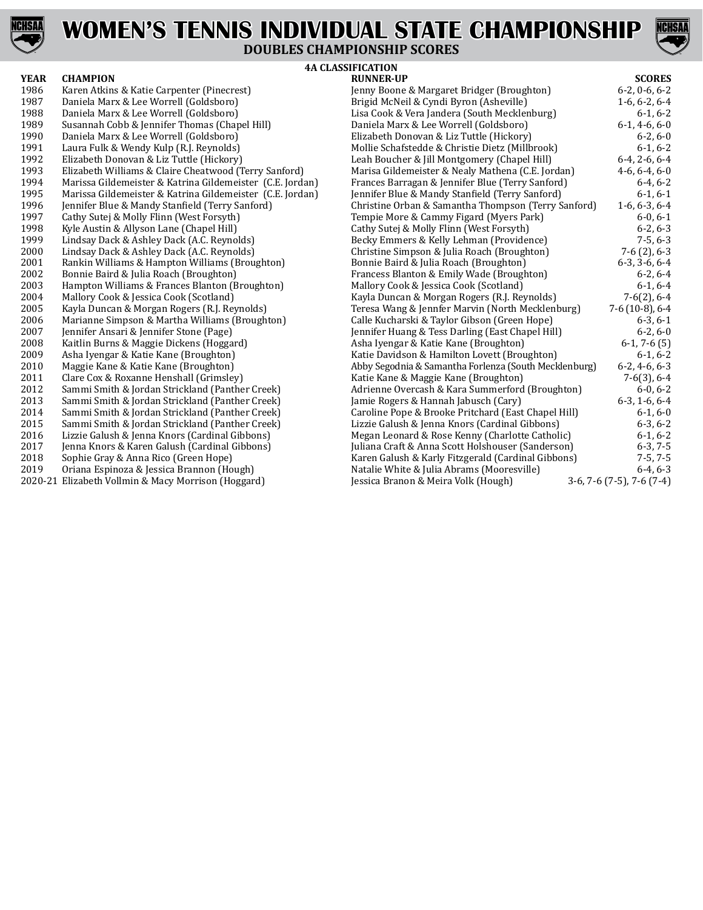# WOMEN'S TENNIS INDIVIDUAL STATE CHAMPIONSHIP

## DOUBLES CHAMPIONSHIP SCORES

### 4A CLASSIFICATION

| YEAR | CHAMPION | RUNNER-UP | SCORES |
|---|---|---|---|
| 1986 | Karen Atkins & Katie Carpenter (Pinecrest) | Jenny Boone & Margaret Bridger (Broughton) | 6-2, 0-6, 6-2 |
| 1987 | Daniela Marx & Lee Worrell (Goldsboro) | Brigid McNeil & Cyndi Byron (Asheville) | 1-6, 6-2, 6-4 |
| 1988 | Daniela Marx & Lee Worrell (Goldsboro) | Lisa Cook & Vera Jandera (South Mecklenburg) | 6-1, 6-2 |
| 1989 | Susannah Cobb & Jennifer Thomas (Chapel Hill) | Daniela Marx & Lee Worrell (Goldsboro) | 6-1, 4-6, 6-0 |
| 1990 | Daniela Marx & Lee Worrell (Goldsboro) | Elizabeth Donovan & Liz Tuttle (Hickory) | 6-2, 6-0 |
| 1991 | Laura Fulk & Wendy Kulp (R.J. Reynolds) | Mollie Schafstedde & Christie Dietz (Millbrook) | 6-1, 6-2 |
| 1992 | Elizabeth Donovan & Liz Tuttle (Hickory) | Leah Boucher & Jill Montgomery (Chapel Hill) | 6-4, 2-6, 6-4 |
| 1993 | Elizabeth Williams & Claire Cheatwood (Terry Sanford) | Marisa Gildemeister & Nealy Mathena (C.E. Jordan) | 4-6, 6-4, 6-0 |
| 1994 | Marissa Gildemeister & Katrina Gildemeister (C.E. Jordan) | Frances Barragan & Jennifer Blue (Terry Sanford) | 6-4, 6-2 |
| 1995 | Marissa Gildemeister & Katrina Gildemeister (C.E. Jordan) | Jennifer Blue & Mandy Stanfield (Terry Sanford) | 6-1, 6-1 |
| 1996 | Jennifer Blue & Mandy Stanfield (Terry Sanford) | Christine Orban & Samantha Thompson (Terry Sanford) | 1-6, 6-3, 6-4 |
| 1997 | Cathy Sutej & Molly Flinn (West Forsyth) | Tempie More & Cammy Figard (Myers Park) | 6-0, 6-1 |
| 1998 | Kyle Austin & Allyson Lane (Chapel Hill) | Cathy Sutej & Molly Flinn (West Forsyth) | 6-2, 6-3 |
| 1999 | Lindsay Dack & Ashley Dack (A.C. Reynolds) | Becky Emmers & Kelly Lehman (Providence) | 7-5, 6-3 |
| 2000 | Lindsay Dack & Ashley Dack (A.C. Reynolds) | Christine Simpson & Julia Roach (Broughton) | 7-6 (2), 6-3 |
| 2001 | Rankin Williams & Hampton Williams (Broughton) | Bonnie Baird & Julia Roach (Broughton) | 6-3, 3-6, 6-4 |
| 2002 | Bonnie Baird & Julia Roach (Broughton) | Francess Blanton & Emily Wade (Broughton) | 6-2, 6-4 |
| 2003 | Hampton Williams & Frances Blanton (Broughton) | Mallory Cook & Jessica Cook (Scotland) | 6-1, 6-4 |
| 2004 | Mallory Cook & Jessica Cook (Scotland) | Kayla Duncan & Morgan Rogers (R.J. Reynolds) | 7-6(2), 6-4 |
| 2005 | Kayla Duncan & Morgan Rogers (R.J. Reynolds) | Teresa Wang & Jennfer Marvin (North Mecklenburg) | 7-6 (10-8), 6-4 |
| 2006 | Marianne Simpson & Martha Williams (Broughton) | Calle Kucharski & Taylor Gibson (Green Hope) | 6-3, 6-1 |
| 2007 | Jennifer Ansari & Jennifer Stone (Page) | Jennifer Huang & Tess Darling (East Chapel Hill) | 6-2, 6-0 |
| 2008 | Kaitlin Burns & Maggie Dickens (Hoggard) | Asha Iyengar & Katie Kane (Broughton) | 6-1, 7-6 (5) |
| 2009 | Asha Iyengar & Katie Kane (Broughton) | Katie Davidson & Hamilton Lovett (Broughton) | 6-1, 6-2 |
| 2010 | Maggie Kane & Katie Kane (Broughton) | Abby Segodnia & Samantha Forlenza (South Mecklenburg) | 6-2, 4-6, 6-3 |
| 2011 | Clare Cox & Roxanne Henshall (Grimsley) | Katie Kane & Maggie Kane (Broughton) | 7-6(3), 6-4 |
| 2012 | Sammi Smith & Jordan Strickland (Panther Creek) | Adrienne Overcash & Kara Summerford (Broughton) | 6-0, 6-2 |
| 2013 | Sammi Smith & Jordan Strickland (Panther Creek) | Jamie Rogers & Hannah Jabusch (Cary) | 6-3, 1-6, 6-4 |
| 2014 | Sammi Smith & Jordan Strickland (Panther Creek) | Caroline Pope & Brooke Pritchard (East Chapel Hill) | 6-1, 6-0 |
| 2015 | Sammi Smith & Jordan Strickland (Panther Creek) | Lizzie Galush & Jenna Knors (Cardinal Gibbons) | 6-3, 6-2 |
| 2016 | Lizzie Galush & Jenna Knors (Cardinal Gibbons) | Megan Leonard & Rose Kenny (Charlotte Catholic) | 6-1, 6-2 |
| 2017 | Jenna Knors & Karen Galush (Cardinal Gibbons) | Juliana Craft & Anna Scott Holshouser (Sanderson) | 6-3, 7-5 |
| 2018 | Sophie Gray & Anna Rico (Green Hope) | Karen Galush & Karly Fitzgerald (Cardinal Gibbons) | 7-5, 7-5 |
| 2019 | Oriana Espinoza & Jessica Brannon (Hough) | Natalie White & Julia Abrams (Mooresville) | 6-4, 6-3 |
| 2020-21 | Elizabeth Vollmin & Macy Morrison (Hoggard) | Jessica Branon & Meira Volk (Hough) | 3-6, 7-6 (7-5), 7-6 (7-4) |